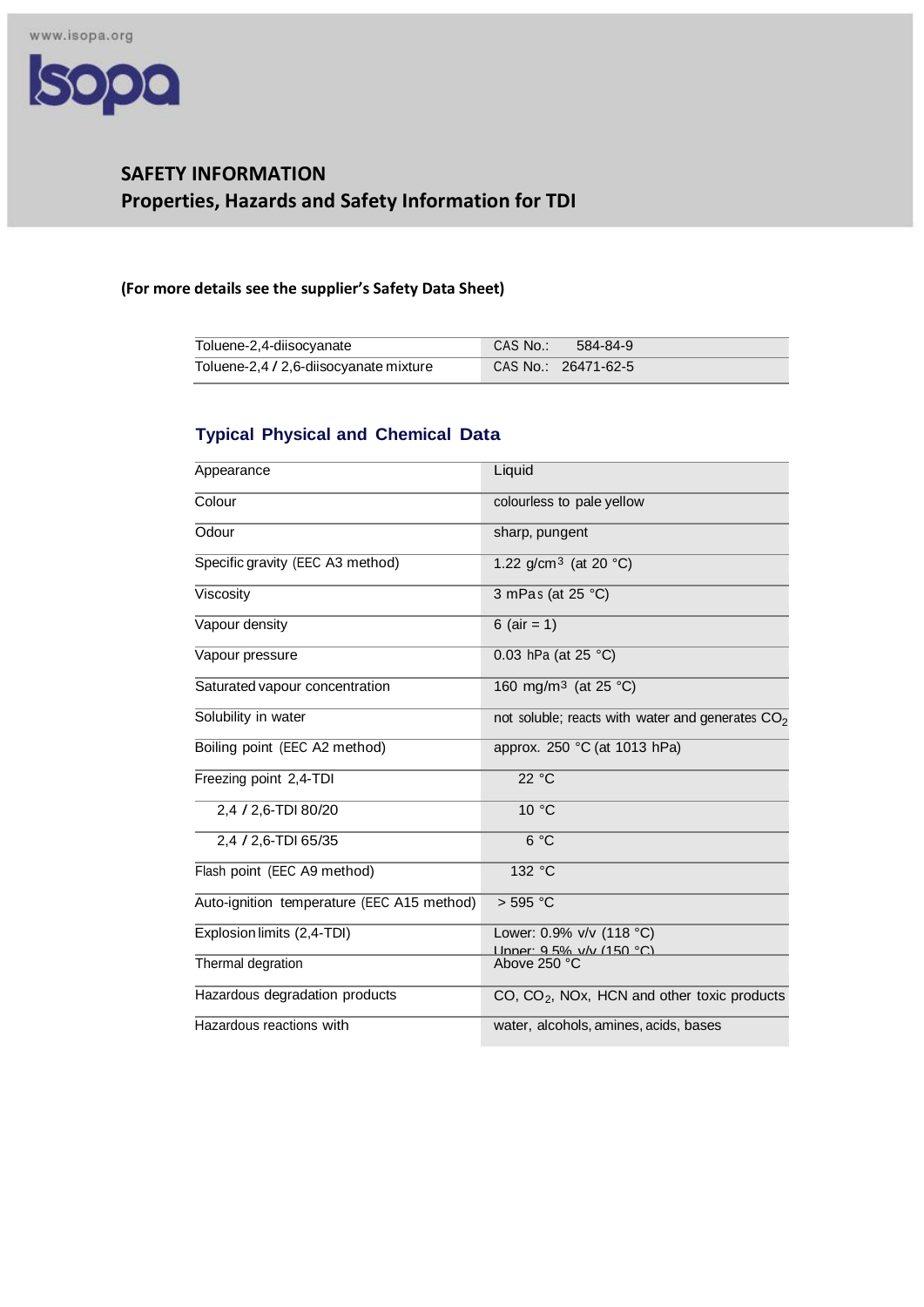# SAFETY INFORMATION

## Properties, Hazards and Safety Information for TDI

**(For more details see the supplier's Safety Data Sheet)**

| | |
|---|---|
| Toluene-2,4-diisocyanate | CAS No.: 584-84-9 |
| Toluene-2,4 / 2,6-diisocyanate mixture | CAS No.: 26471-62-5 |

### Typical Physical and Chemical Data

| | |
|---|---|
| Appearance | Liquid |
| Colour | colourless to pale yellow |
| Odour | sharp, pungent |
| Specific gravity (EEC A3 method) | 1.22 g/cm$^3$ (at 20 °C) |
| Viscosity | 3 mPas (at 25 °C) |
| Vapour density | 6 (air = 1) |
| Vapour pressure | 0.03 hPa (at 25 °C) |
| Saturated vapour concentration | 160 mg/m$^3$ (at 25 °C) |
| Solubility in water | not soluble; reacts with water and generates $CO_2$ |
| Boiling point (EEC A2 method) | approx. 250 °C (at 1013 hPa) |
| Freezing point 2,4-TDI | 22 °C |
| 2,4 / 2,6-TDI 80/20 | 10 °C |
| 2,4 / 2,6-TDI 65/35 | 6 °C |
| Flash point (EEC A9 method) | 132 °C |
| Auto-ignition temperature (EEC A15 method) | > 595 °C |
| Explosion limits (2,4-TDI) | Lower: 0.9% v/v (118 °C) Upper: 9.5% v/v (150 °C) |
| Thermal degration | Above 250 °C |
| Hazardous degradation products | CO, $CO_2$, NOx, HCN and other toxic products |
| Hazardous reactions with | water, alcohols, amines, acids, bases |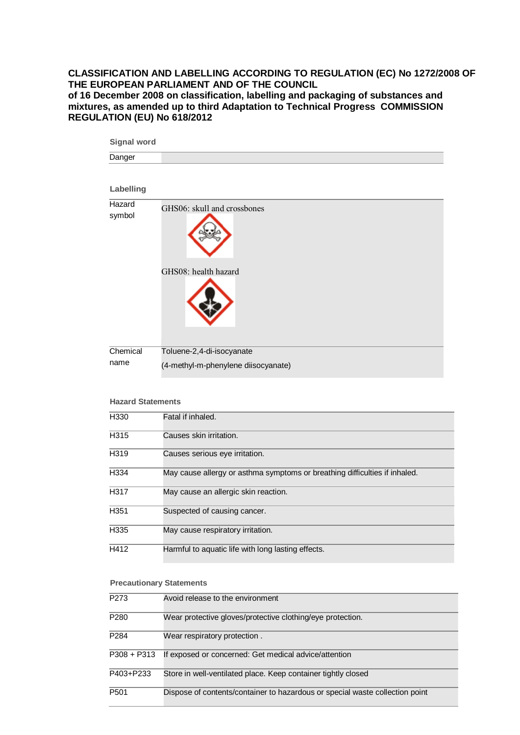**CLASSIFICATION AND LABELLING ACCORDING TO REGULATION (EC) No 1272/2008 OF THE EUROPEAN PARLIAMENT AND OF THE COUNCIL of 16 December 2008 on classification, labelling and packaging of substances and mixtures, as amended up to third Adaptation to Technical Progress COMMISSION REGULATION (EU) No 618/2012**

**Signal word**

| Danger | |
|---|---|

**Labelling**

| | |
|---|---|
| Hazard symbol | GHS06: skull and crossbones<br>GHS08: health hazard |
| Chemical name | Toluene-2,4-di-isocyanate<br>(4-methyl-m-phenylene diisocyanate) |

**Hazard Statements**

| | |
|---|---|
| H330 | Fatal if inhaled. |
| H315 | Causes skin irritation. |
| H319 | Causes serious eye irritation. |
| H334 | May cause allergy or asthma symptoms or breathing difficulties if inhaled. |
| H317 | May cause an allergic skin reaction. |
| H351 | Suspected of causing cancer. |
| H335 | May cause respiratory irritation. |
| H412 | Harmful to aquatic life with long lasting effects. |

**Precautionary Statements**

| | |
|---|---|
| P273 | Avoid release to the environment |
| P280 | Wear protective gloves/protective clothing/eye protection. |
| P284 | Wear respiratory protection . |
| P308 + P313 | If exposed or concerned: Get medical advice/attention |
| P403+P233 | Store in well-ventilated place. Keep container tightly closed |
| P501 | Dispose of contents/container to hazardous or special waste collection point |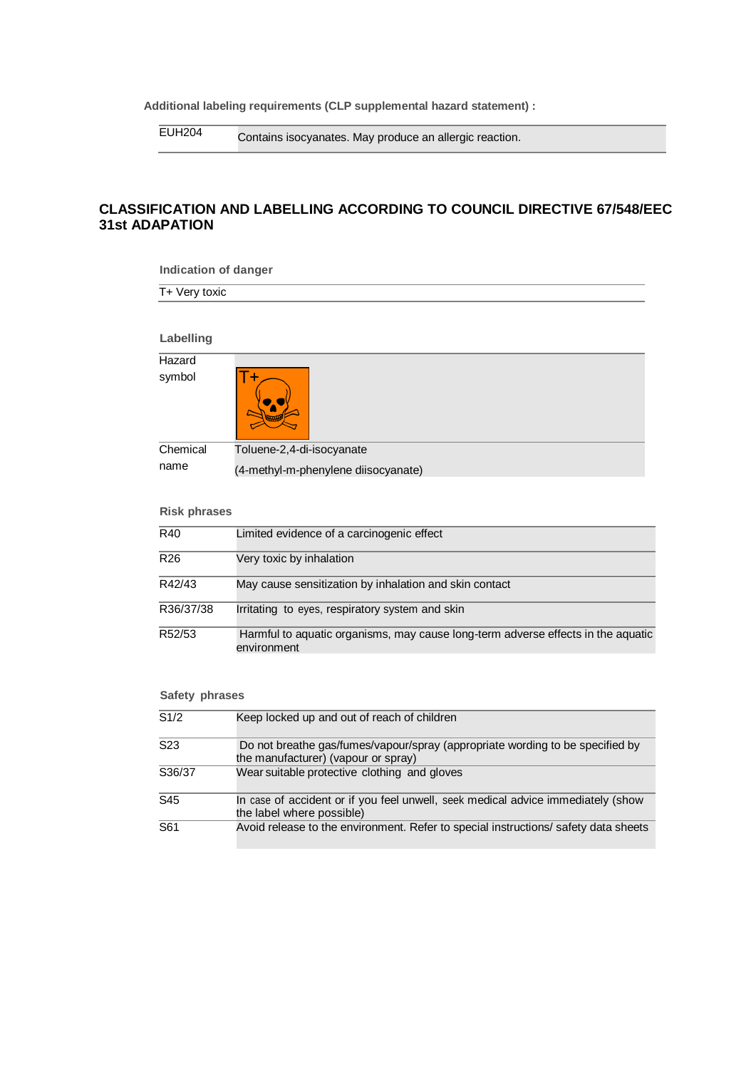**Additional labeling requirements (CLP supplemental hazard statement) :**

| | |
|---|---|
| EUH204 | Contains isocyanates. May produce an allergic reaction. |

## CLASSIFICATION AND LABELLING ACCORDING TO COUNCIL DIRECTIVE 67/548/EEC 31st ADAPATION

**Indication of danger**

T+ Very toxic

**Labelling**

| | |
|---|---|
| Hazard symbol | T+ |
| Chemical name | Toluene-2,4-di-isocyanate (4-methyl-m-phenylene diisocyanate) |

**Risk phrases**

| | |
|---|---|
| R40 | Limited evidence of a carcinogenic effect |
| R26 | Very toxic by inhalation |
| R42/43 | May cause sensitization by inhalation and skin contact |
| R36/37/38 | Irritating to eyes, respiratory system and skin |
| R52/53 | Harmful to aquatic organisms, may cause long-term adverse effects in the aquatic environment |

**Safety phrases**

| | |
|---|---|
| S1/2 | Keep locked up and out of reach of children |
| S23 | Do not breathe gas/fumes/vapour/spray (appropriate wording to be specified by the manufacturer) (vapour or spray) |
| S36/37 | Wear suitable protective clothing and gloves |
| S45 | In case of accident or if you feel unwell, seek medical advice immediately (show the label where possible) |
| S61 | Avoid release to the environment. Refer to special instructions/ safety data sheets |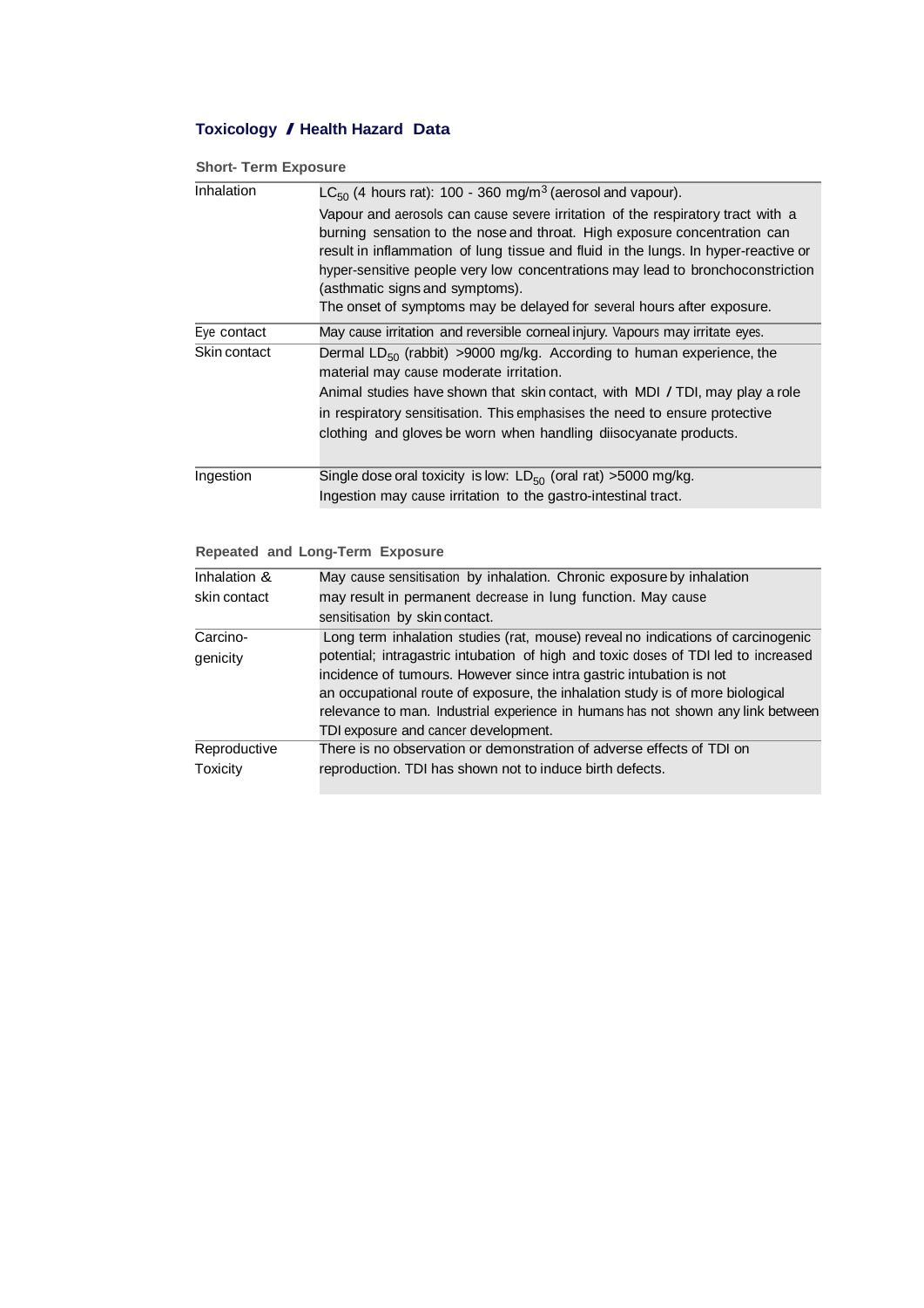## Toxicology / Health Hazard Data

### Short- Term Exposure

| | |
|---|---|
| Inhalation | $LC_{50}$ (4 hours rat): 100 - 360 mg/$m^3$ (aerosol and vapour).<br>Vapour and aerosols can cause severe irritation of the respiratory tract with a burning sensation to the nose and throat. High exposure concentration can result in inflammation of lung tissue and fluid in the lungs. In hyper-reactive or hyper-sensitive people very low concentrations may lead to bronchoconstriction (asthmatic signs and symptoms).<br>The onset of symptoms may be delayed for several hours after exposure. |
| Eye contact | May cause irritation and reversible corneal injury. Vapours may irritate eyes. |
| Skin contact | Dermal $LD_{50}$ (rabbit) >9000 mg/kg. According to human experience, the material may cause moderate irritation.<br>Animal studies have shown that skin contact, with MDI / TDI, may play a role in respiratory sensitisation. This emphasises the need to ensure protective clothing and gloves be worn when handling diisocyanate products. |
| Ingestion | Single dose oral toxicity is low: $LD_{50}$ (oral rat) >5000 mg/kg.<br>Ingestion may cause irritation to the gastro-intestinal tract. |

### Repeated and Long-Term Exposure

| | |
|---|---|
| Inhalation & skin contact | May cause sensitisation by inhalation. Chronic exposure by inhalation may result in permanent decrease in lung function. May cause sensitisation by skin contact. |
| Carcino-genicity | Long term inhalation studies (rat, mouse) reveal no indications of carcinogenic potential; intragastric intubation of high and toxic doses of TDI led to increased incidence of tumours. However since intra gastric intubation is not an occupational route of exposure, the inhalation study is of more biological relevance to man. Industrial experience in humans has not shown any link between TDI exposure and cancer development. |
| Reproductive Toxicity | There is no observation or demonstration of adverse effects of TDI on reproduction. TDI has shown not to induce birth defects. |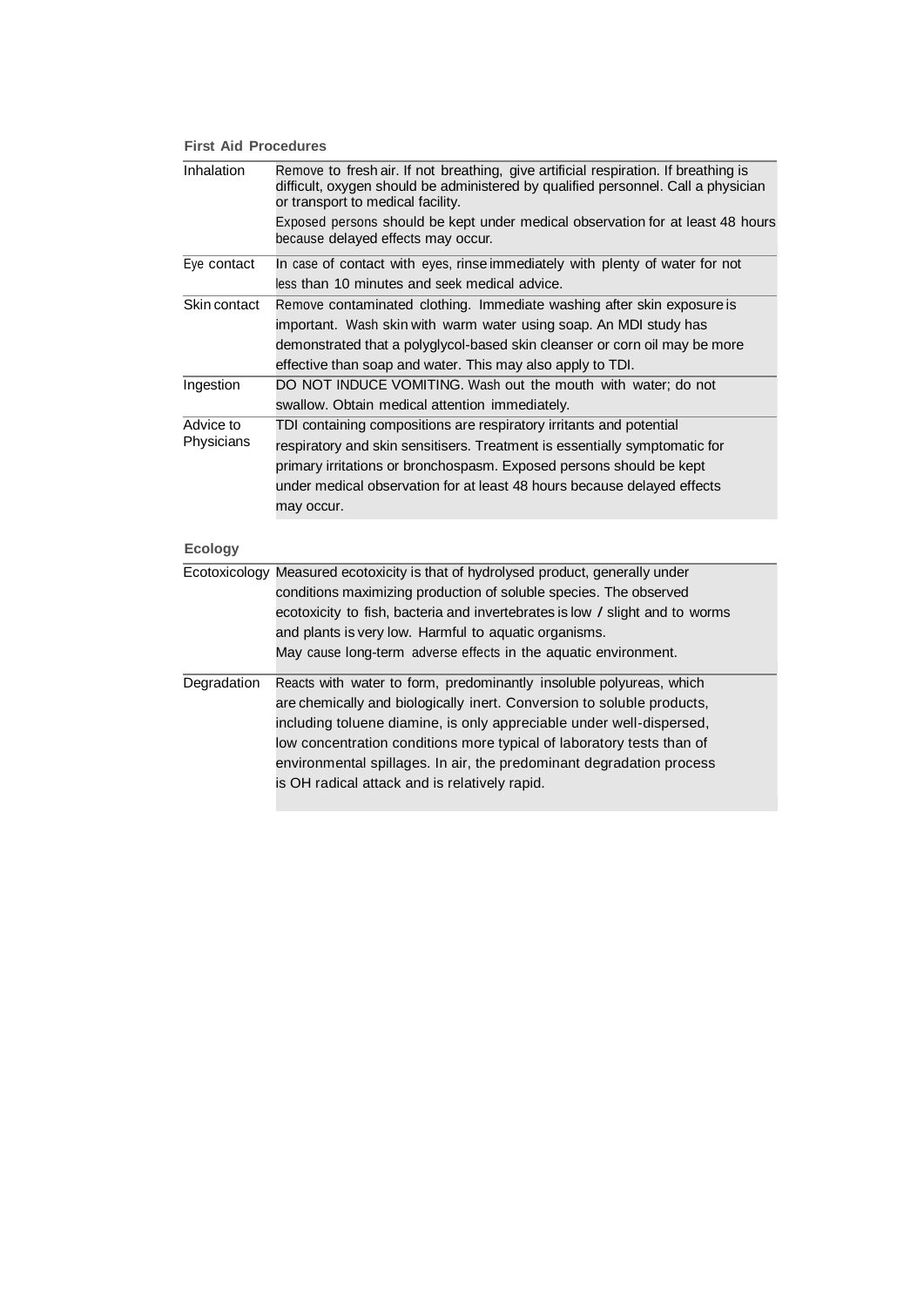### First Aid Procedures

| | |
|---|---|
| Inhalation | Remove to fresh air. If not breathing, give artificial respiration. If breathing is difficult, oxygen should be administered by qualified personnel. Call a physician or transport to medical facility.<br>Exposed persons should be kept under medical observation for at least 48 hours because delayed effects may occur. |
| Eye contact | In case of contact with eyes, rinse immediately with plenty of water for not less than 10 minutes and seek medical advice. |
| Skin contact | Remove contaminated clothing. Immediate washing after skin exposure is important. Wash skin with warm water using soap. An MDI study has demonstrated that a polyglycol-based skin cleanser or corn oil may be more effective than soap and water. This may also apply to TDI. |
| Ingestion | DO NOT INDUCE VOMITING. Wash out the mouth with water; do not swallow. Obtain medical attention immediately. |
| Advice to Physicians | TDI containing compositions are respiratory irritants and potential respiratory and skin sensitisers. Treatment is essentially symptomatic for primary irritations or bronchospasm. Exposed persons should be kept under medical observation for at least 48 hours because delayed effects may occur. |

### Ecology

| | |
|---|---|
| Ecotoxicology | Measured ecotoxicity is that of hydrolysed product, generally under conditions maximizing production of soluble species. The observed ecotoxicity to fish, bacteria and invertebrates is low / slight and to worms and plants is very low. Harmful to aquatic organisms.<br>May cause long-term adverse effects in the aquatic environment. |
| Degradation | Reacts with water to form, predominantly insoluble polyureas, which are chemically and biologically inert. Conversion to soluble products, including toluene diamine, is only appreciable under well-dispersed, low concentration conditions more typical of laboratory tests than of environmental spillages. In air, the predominant degradation process is OH radical attack and is relatively rapid. |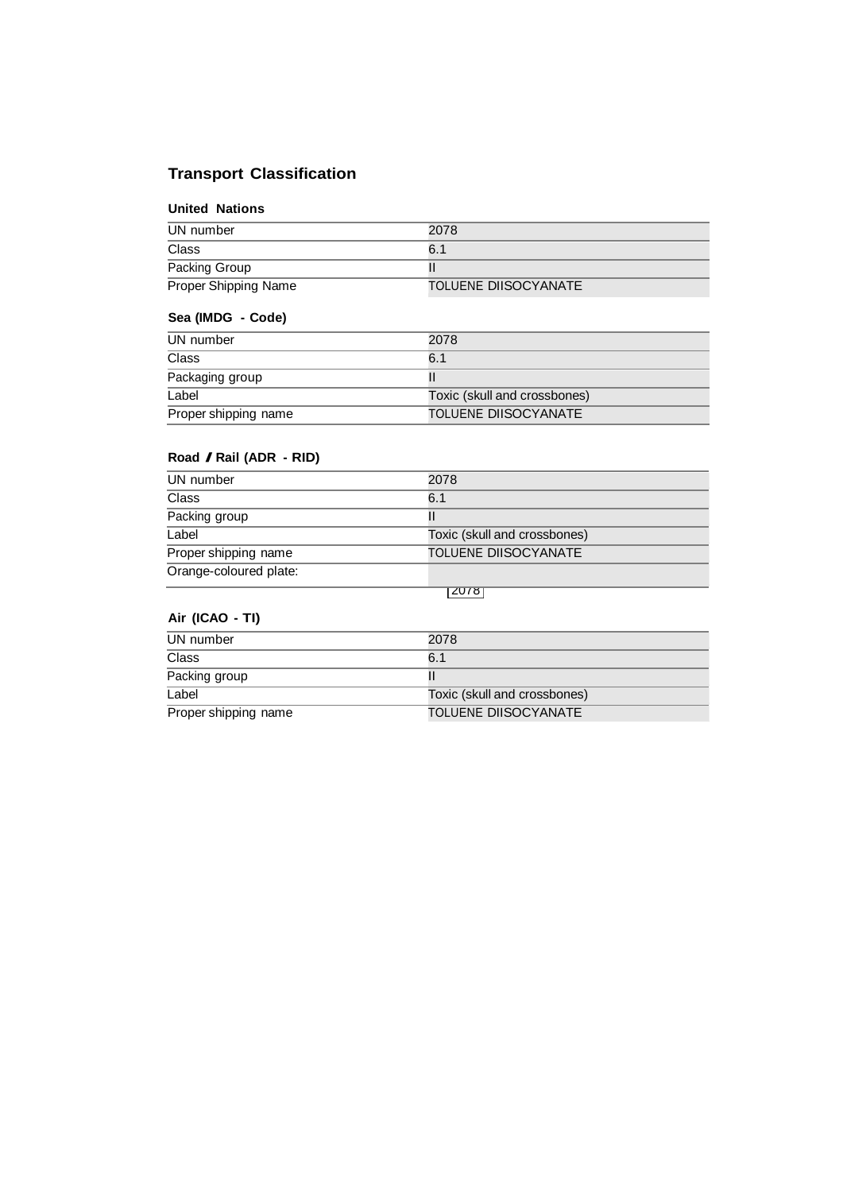## Transport Classification

### United Nations

| | |
|---|---|
| UN number | 2078 |
| Class | 6.1 |
| Packing Group | II |
| Proper Shipping Name | TOLUENE DIISOCYANATE |

### Sea (IMDG - Code)

| | |
|---|---|
| UN number | 2078 |
| Class | 6.1 |
| Packaging group | II |
| Label | Toxic (skull and crossbones) |
| Proper shipping name | TOLUENE DIISOCYANATE |

### Road / Rail (ADR - RID)

| | |
|---|---|
| UN number | 2078 |
| Class | 6.1 |
| Packing group | II |
| Label | Toxic (skull and crossbones) |
| Proper shipping name | TOLUENE DIISOCYANATE |
| Orange-coloured plate: | 2078 |

### Air (ICAO - TI)

| | |
|---|---|
| UN number | 2078 |
| Class | 6.1 |
| Packing group | II |
| Label | Toxic (skull and crossbones) |
| Proper shipping name | TOLUENE DIISOCYANATE |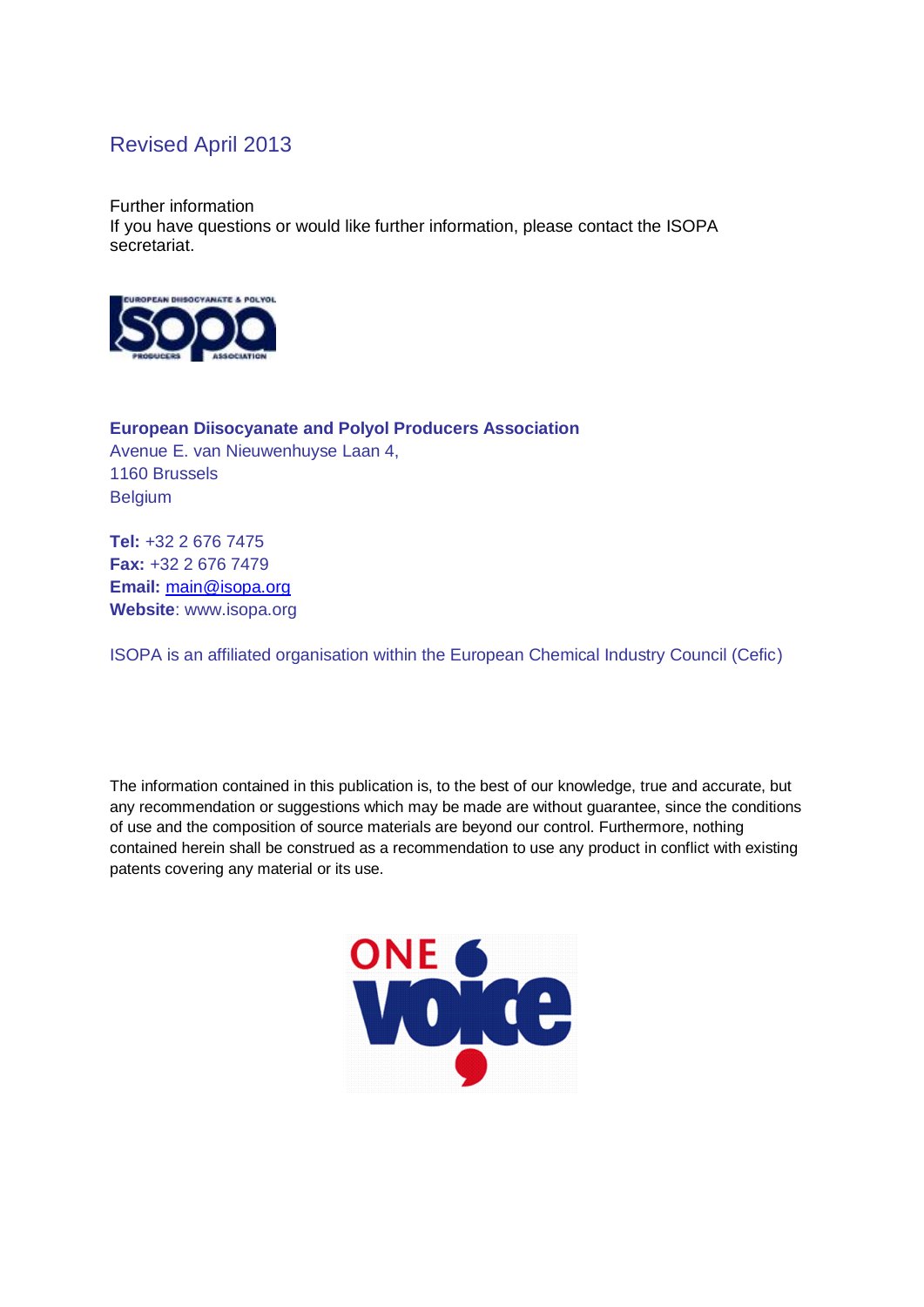Revised April 2013

Further information
If you have questions or would like further information, please contact the ISOPA secretariat.

**European Diisocyanate and Polyol Producers Association**
Avenue E. van Nieuwenhuyse Laan 4,
1160 Brussels
Belgium

**Tel:** +32 2 676 7475
**Fax:** +32 2 676 7479
**Email:** main@isopa.org
**Website**: www.isopa.org

ISOPA is an affiliated organisation within the European Chemical Industry Council (Cefic)

The information contained in this publication is, to the best of our knowledge, true and accurate, but any recommendation or suggestions which may be made are without guarantee, since the conditions of use and the composition of source materials are beyond our control. Furthermore, nothing contained herein shall be construed as a recommendation to use any product in conflict with existing patents covering any material or its use.